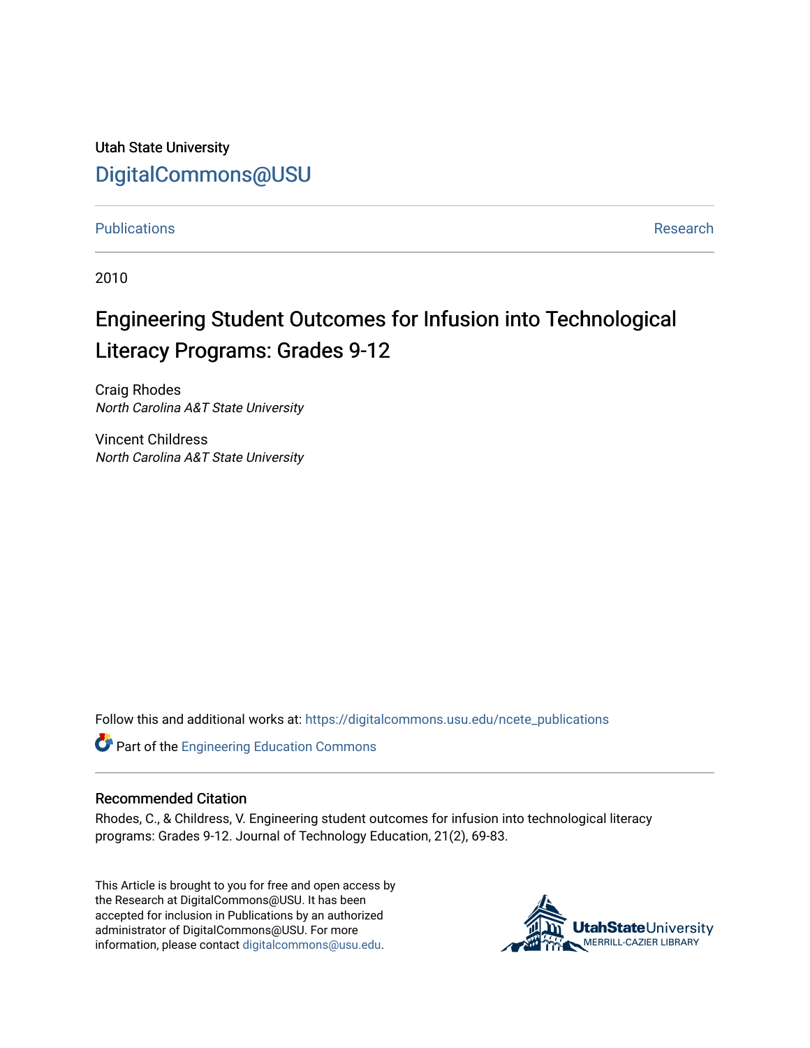Utah State University

DigitalCommons@USU

Publications | Research

2010

# Engineering Student Outcomes for Infusion into Technological Literacy Programs: Grades 9-12

Craig Rhodes
*North Carolina A&T State University*

Vincent Childress
*North Carolina A&T State University*

Follow this and additional works at: https://digitalcommons.usu.edu/ncete_publications

Part of the Engineering Education Commons

### Recommended Citation

Rhodes, C., & Childress, V. Engineering student outcomes for infusion into technological literacy programs: Grades 9-12. Journal of Technology Education, 21(2), 69-83.

This Article is brought to you for free and open access by the Research at DigitalCommons@USU. It has been accepted for inclusion in Publications by an authorized administrator of DigitalCommons@USU. For more information, please contact digitalcommons@usu.edu.

UtahStateUniversity MERRILL-CAZIER LIBRARY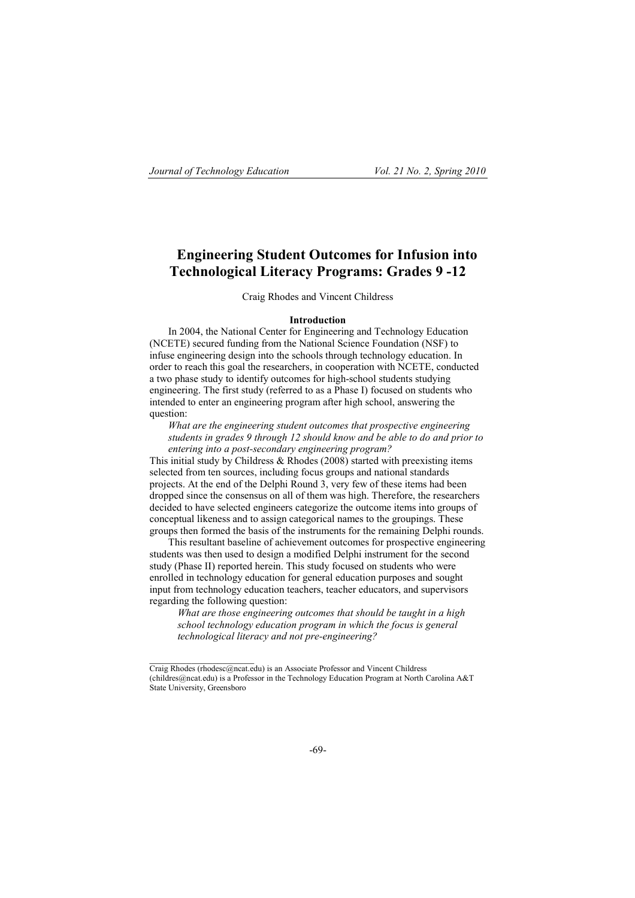# Engineering Student Outcomes for Infusion into Technological Literacy Programs: Grades 9 -12

Craig Rhodes and Vincent Childress

## Introduction

In 2004, the National Center for Engineering and Technology Education (NCETE) secured funding from the National Science Foundation (NSF) to infuse engineering design into the schools through technology education. In order to reach this goal the researchers, in cooperation with NCETE, conducted a two phase study to identify outcomes for high-school students studying engineering. The first study (referred to as a Phase I) focused on students who intended to enter an engineering program after high school, answering the question:

*What are the engineering student outcomes that prospective engineering students in grades 9 through 12 should know and be able to do and prior to entering into a post-secondary engineering program?*

This initial study by Childress & Rhodes (2008) started with preexisting items selected from ten sources, including focus groups and national standards projects. At the end of the Delphi Round 3, very few of these items had been dropped since the consensus on all of them was high. Therefore, the researchers decided to have selected engineers categorize the outcome items into groups of conceptual likeness and to assign categorical names to the groupings. These groups then formed the basis of the instruments for the remaining Delphi rounds.

This resultant baseline of achievement outcomes for prospective engineering students was then used to design a modified Delphi instrument for the second study (Phase II) reported herein. This study focused on students who were enrolled in technology education for general education purposes and sought input from technology education teachers, teacher educators, and supervisors regarding the following question:

*What are those engineering outcomes that should be taught in a high school technology education program in which the focus is general technological literacy and not pre-engineering?*

---

Craig Rhodes (rhodesc@ncat.edu) is an Associate Professor and Vincent Childress (childres@ncat.edu) is a Professor in the Technology Education Program at North Carolina A&T State University, Greensboro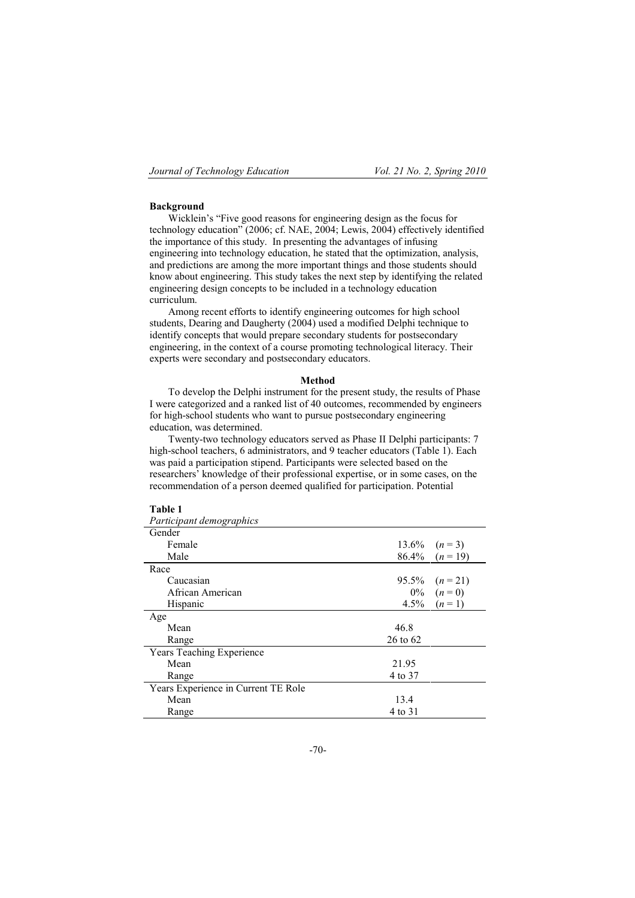**Background**

Wicklein's "Five good reasons for engineering design as the focus for technology education" (2006; cf. NAE, 2004; Lewis, 2004) effectively identified the importance of this study. In presenting the advantages of infusing engineering into technology education, he stated that the optimization, analysis, and predictions are among the more important things and those students should know about engineering. This study takes the next step by identifying the related engineering design concepts to be included in a technology education curriculum.

Among recent efforts to identify engineering outcomes for high school students, Dearing and Daugherty (2004) used a modified Delphi technique to identify concepts that would prepare secondary students for postsecondary engineering, in the context of a course promoting technological literacy. Their experts were secondary and postsecondary educators.

## Method

To develop the Delphi instrument for the present study, the results of Phase I were categorized and a ranked list of 40 outcomes, recommended by engineers for high-school students who want to pursue postsecondary engineering education, was determined.

Twenty-two technology educators served as Phase II Delphi participants: 7 high-school teachers, 6 administrators, and 9 teacher educators (Table 1). Each was paid a participation stipend. Participants were selected based on the researchers' knowledge of their professional expertise, or in some cases, on the recommendation of a person deemed qualified for participation. Potential

**Table 1**
*Participant demographics*

| | | |
|---|---|---|
| Gender | | |
| Female | 13.6% | (*n* = 3) |
| Male | 86.4% | (*n* = 19) |
| Race | | |
| Caucasian | 95.5% | (*n* = 21) |
| African American | 0% | (*n* = 0) |
| Hispanic | 4.5% | (*n* = 1) |
| Age | | |
| Mean | 46.8 | |
| Range | 26 to 62 | |
| Years Teaching Experience | | |
| Mean | 21.95 | |
| Range | 4 to 37 | |
| Years Experience in Current TE Role | | |
| Mean | 13.4 | |
| Range | 4 to 31 | |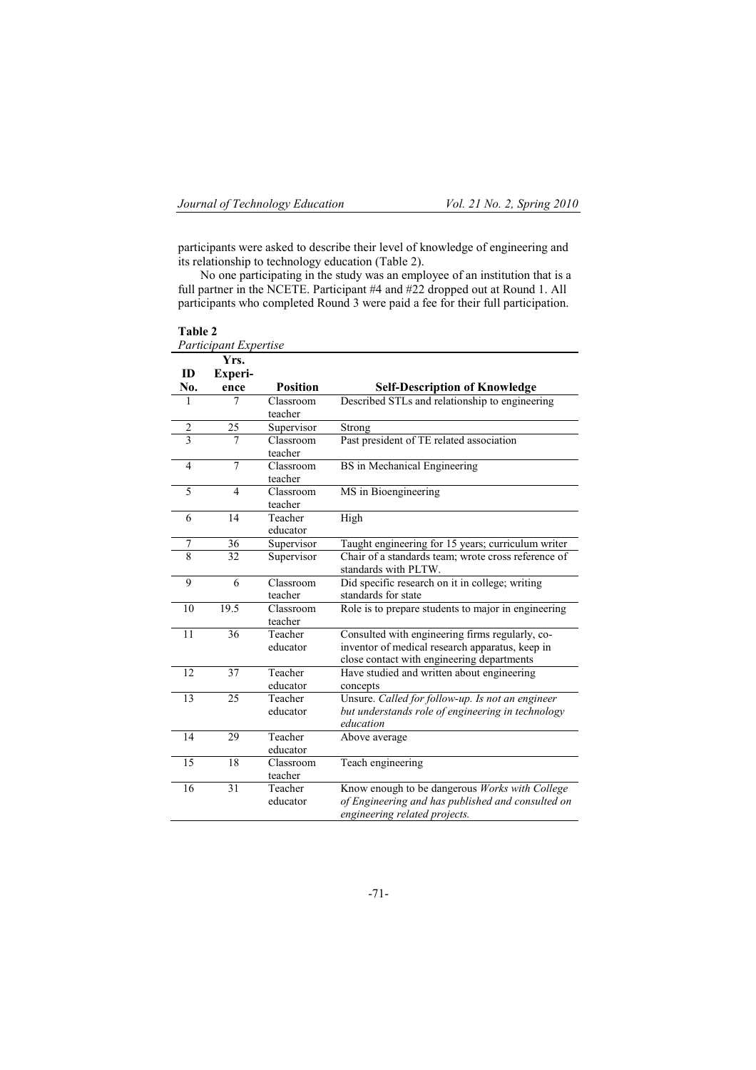participants were asked to describe their level of knowledge of engineering and its relationship to technology education (Table 2).

No one participating in the study was an employee of an institution that is a full partner in the NCETE. Participant #4 and #22 dropped out at Round 1. All participants who completed Round 3 were paid a fee for their full participation.

**Table 2**
*Participant Expertise*

| ID No. | Yrs. Experience | Position | Self-Description of Knowledge |
|---|---|---|---|
| 1 | 7 | Classroom teacher | Described STLs and relationship to engineering |
| 2 | 25 | Supervisor | Strong |
| 3 | 7 | Classroom teacher | Past president of TE related association |
| 4 | 7 | Classroom teacher | BS in Mechanical Engineering |
| 5 | 4 | Classroom teacher | MS in Bioengineering |
| 6 | 14 | Teacher educator | High |
| 7 | 36 | Supervisor | Taught engineering for 15 years; curriculum writer |
| 8 | 32 | Supervisor | Chair of a standards team; wrote cross reference of standards with PLTW. |
| 9 | 6 | Classroom teacher | Did specific research on it in college; writing standards for state |
| 10 | 19.5 | Classroom teacher | Role is to prepare students to major in engineering |
| 11 | 36 | Teacher educator | Consulted with engineering firms regularly, co-inventor of medical research apparatus, keep in close contact with engineering departments |
| 12 | 37 | Teacher educator | Have studied and written about engineering concepts |
| 13 | 25 | Teacher educator | Unsure. *Called for follow-up. Is not an engineer but understands role of engineering in technology education* |
| 14 | 29 | Teacher educator | Above average |
| 15 | 18 | Classroom teacher | Teach engineering |
| 16 | 31 | Teacher educator | Know enough to be dangerous *Works with College of Engineering and has published and consulted on engineering related projects.* |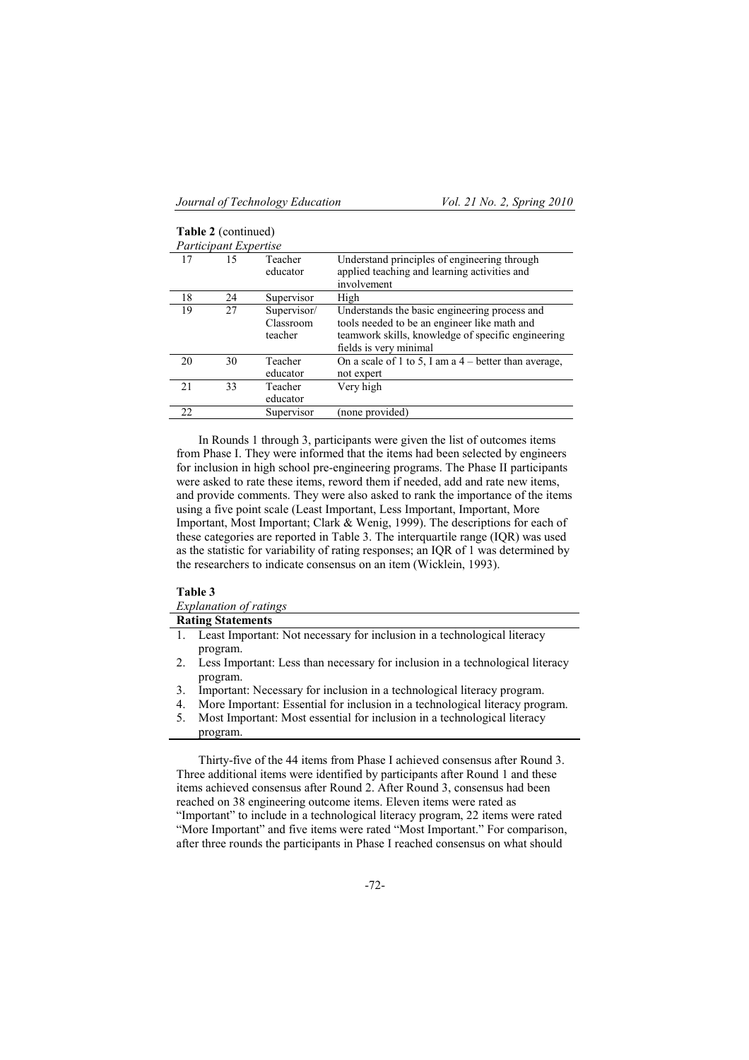**Table 2** (continued)

*Participant Expertise*

| | | | |
|---|---|---|---|
| 17 | 15 | Teacher educator | Understand principles of engineering through applied teaching and learning activities and involvement |
| 18 | 24 | Supervisor | High |
| 19 | 27 | Supervisor/ Classroom teacher | Understands the basic engineering process and tools needed to be an engineer like math and teamwork skills, knowledge of specific engineering fields is very minimal |
| 20 | 30 | Teacher educator | On a scale of 1 to 5, I am a 4 – better than average, not expert |
| 21 | 33 | Teacher educator | Very high |
| 22 | | Supervisor | (none provided) |

In Rounds 1 through 3, participants were given the list of outcomes items from Phase I. They were informed that the items had been selected by engineers for inclusion in high school pre-engineering programs. The Phase II participants were asked to rate these items, reword them if needed, add and rate new items, and provide comments. They were also asked to rank the importance of the items using a five point scale (Least Important, Less Important, Important, More Important, Most Important; Clark & Wenig, 1999). The descriptions for each of these categories are reported in Table 3. The interquartile range (IQR) was used as the statistic for variability of rating responses; an IQR of 1 was determined by the researchers to indicate consensus on an item (Wicklein, 1993).

**Table 3**

*Explanation of ratings*

| **Rating Statements** |
|---|
| 1. Least Important: Not necessary for inclusion in a technological literacy program. |
| 2. Less Important: Less than necessary for inclusion in a technological literacy program. |
| 3. Important: Necessary for inclusion in a technological literacy program. |
| 4. More Important: Essential for inclusion in a technological literacy program. |
| 5. Most Important: Most essential for inclusion in a technological literacy program. |

Thirty-five of the 44 items from Phase I achieved consensus after Round 3. Three additional items were identified by participants after Round 1 and these items achieved consensus after Round 2. After Round 3, consensus had been reached on 38 engineering outcome items. Eleven items were rated as "Important" to include in a technological literacy program, 22 items were rated "More Important" and five items were rated "Most Important." For comparison, after three rounds the participants in Phase I reached consensus on what should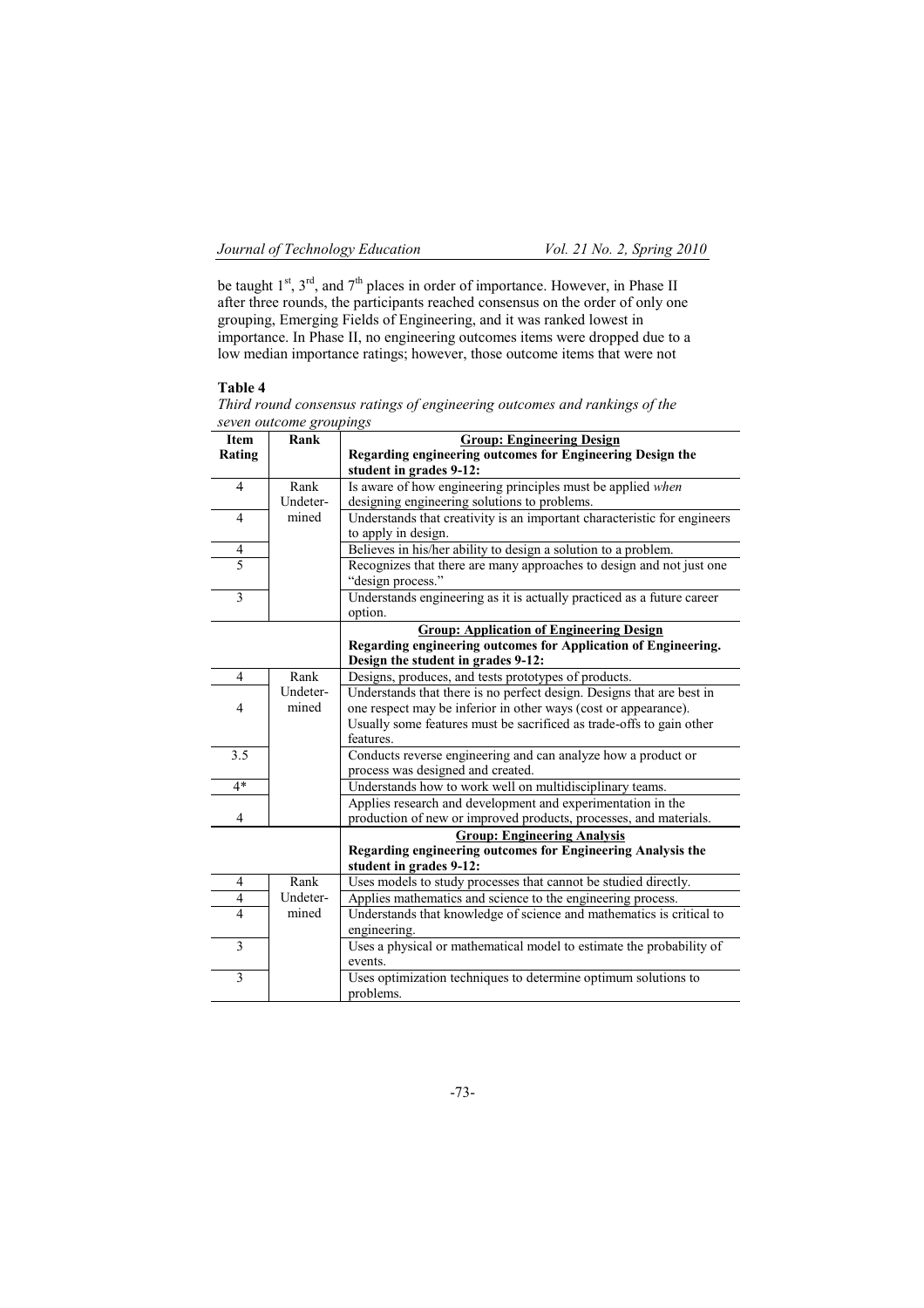be taught 1st, 3rd, and 7th places in order of importance. However, in Phase II after three rounds, the participants reached consensus on the order of only one grouping, Emerging Fields of Engineering, and it was ranked lowest in importance. In Phase II, no engineering outcomes items were dropped due to a low median importance ratings; however, those outcome items that were not

**Table 4**

*Third round consensus ratings of engineering outcomes and rankings of the seven outcome groupings*

| Item Rating | Rank | **Group: Engineering Design** **Regarding engineering outcomes for Engineering Design the student in grades 9-12:** |
|---|---|---|
| 4 | Rank Undetermined | Is aware of how engineering principles must be applied *when* designing engineering solutions to problems. |
| 4 | | Understands that creativity is an important characteristic for engineers to apply in design. |
| 4 | | Believes in his/her ability to design a solution to a problem. |
| 5 | | Recognizes that there are many approaches to design and not just one "design process." |
| 3 | | Understands engineering as it is actually practiced as a future career option. |
| | | **Group: Application of Engineering Design** **Regarding engineering outcomes for Application of Engineering. Design the student in grades 9-12:** |
| 4 | Rank Undetermined | Designs, produces, and tests prototypes of products. |
| 4 | | Understands that there is no perfect design. Designs that are best in one respect may be inferior in other ways (cost or appearance). Usually some features must be sacrificed as trade-offs to gain other features. |
| 3.5 | | Conducts reverse engineering and can analyze how a product or process was designed and created. |
| 4* | | Understands how to work well on multidisciplinary teams. |
| 4 | | Applies research and development and experimentation in the production of new or improved products, processes, and materials. |
| | | **Group: Engineering Analysis** **Regarding engineering outcomes for Engineering Analysis the student in grades 9-12:** |
| 4 | Rank Undetermined | Uses models to study processes that cannot be studied directly. |
| 4 | | Applies mathematics and science to the engineering process. |
| 4 | | Understands that knowledge of science and mathematics is critical to engineering. |
| 3 | | Uses a physical or mathematical model to estimate the probability of events. |
| 3 | | Uses optimization techniques to determine optimum solutions to problems. |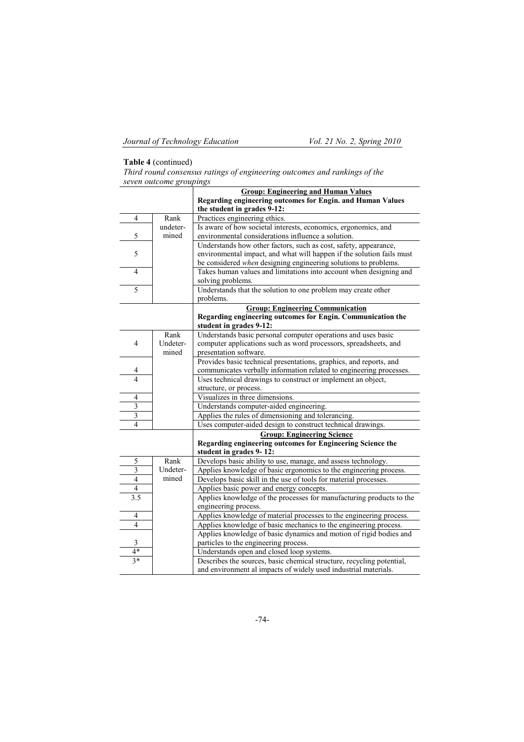**Table 4** (continued)

*Third round consensus ratings of engineering outcomes and rankings of the seven outcome groupings*

| | | **Group: Engineering and Human Values** <br> **Regarding engineering outcomes for Engin. and Human Values the student in grades 9-12:** |
|---|---|---|
| 4 | Rank undetermined | Practices engineering ethics. |
| 5 | | Is aware of how societal interests, economics, ergonomics, and environmental considerations influence a solution. |
| 5 | | Understands how other factors, such as cost, safety, appearance, environmental impact, and what will happen if the solution fails must be considered *when* designing engineering solutions to problems. |
| 4 | | Takes human values and limitations into account when designing and solving problems. |
| 5 | | Understands that the solution to one problem may create other problems. |
| | | **Group: Engineering Communication** <br> **Regarding engineering outcomes for Engin. Communication the student in grades 9-12:** |
| 4 | Rank Undetermined | Understands basic personal computer operations and uses basic computer applications such as word processors, spreadsheets, and presentation software. |
| 4 | | Provides basic technical presentations, graphics, and reports, and communicates verbally information related to engineering processes. |
| 4 | | Uses technical drawings to construct or implement an object, structure, or process. |
| 4 | | Visualizes in three dimensions. |
| 3 | | Understands computer-aided engineering. |
| 3 | | Applies the rules of dimensioning and tolerancing. |
| 4 | | Uses computer-aided design to construct technical drawings. |
| | | **Group: Engineering Science** <br> **Regarding engineering outcomes for Engineering Science the student in grades 9- 12:** |
| 5 | Rank Undetermined | Develops basic ability to use, manage, and assess technology. |
| 3 | | Applies knowledge of basic ergonomics to the engineering process. |
| 4 | | Develops basic skill in the use of tools for material processes. |
| 4 | | Applies basic power and energy concepts. |
| 3.5 | | Applies knowledge of the processes for manufacturing products to the engineering process. |
| 4 | | Applies knowledge of material processes to the engineering process. |
| 4 | | Applies knowledge of basic mechanics to the engineering process. |
| 3 | | Applies knowledge of basic dynamics and motion of rigid bodies and particles to the engineering process. |
| 4* | | Understands open and closed loop systems. |
| 3* | | Describes the sources, basic chemical structure, recycling potential, and environment al impacts of widely used industrial materials. |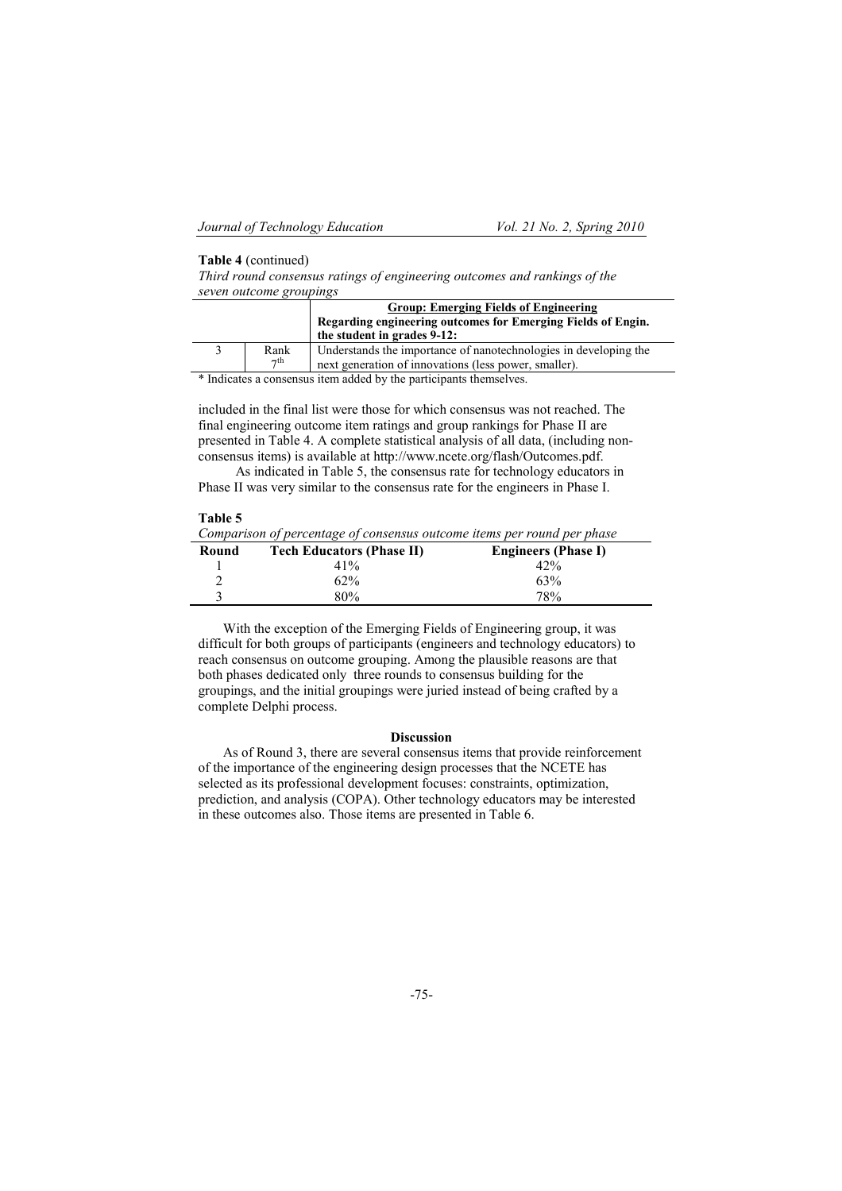**Table 4** (continued)

*Third round consensus ratings of engineering outcomes and rankings of the seven outcome groupings*

| | | **Group: Emerging Fields of Engineering** **Regarding engineering outcomes for Emerging Fields of Engin. the student in grades 9-12:** |
|---|---|---|
| 3 | Rank 7th | Understands the importance of nanotechnologies in developing the next generation of innovations (less power, smaller). |

\* Indicates a consensus item added by the participants themselves.

included in the final list were those for which consensus was not reached. The final engineering outcome item ratings and group rankings for Phase II are presented in Table 4. A complete statistical analysis of all data, (including non-consensus items) is available at http://www.ncete.org/flash/Outcomes.pdf.

As indicated in Table 5, the consensus rate for technology educators in Phase II was very similar to the consensus rate for the engineers in Phase I.

**Table 5**

*Comparison of percentage of consensus outcome items per round per phase*

| Round | Tech Educators (Phase II) | Engineers (Phase I) |
|---|---|---|
| 1 | 41% | 42% |
| 2 | 62% | 63% |
| 3 | 80% | 78% |

With the exception of the Emerging Fields of Engineering group, it was difficult for both groups of participants (engineers and technology educators) to reach consensus on outcome grouping. Among the plausible reasons are that both phases dedicated only three rounds to consensus building for the groupings, and the initial groupings were juried instead of being crafted by a complete Delphi process.

## Discussion

As of Round 3, there are several consensus items that provide reinforcement of the importance of the engineering design processes that the NCETE has selected as its professional development focuses: constraints, optimization, prediction, and analysis (COPA). Other technology educators may be interested in these outcomes also. Those items are presented in Table 6.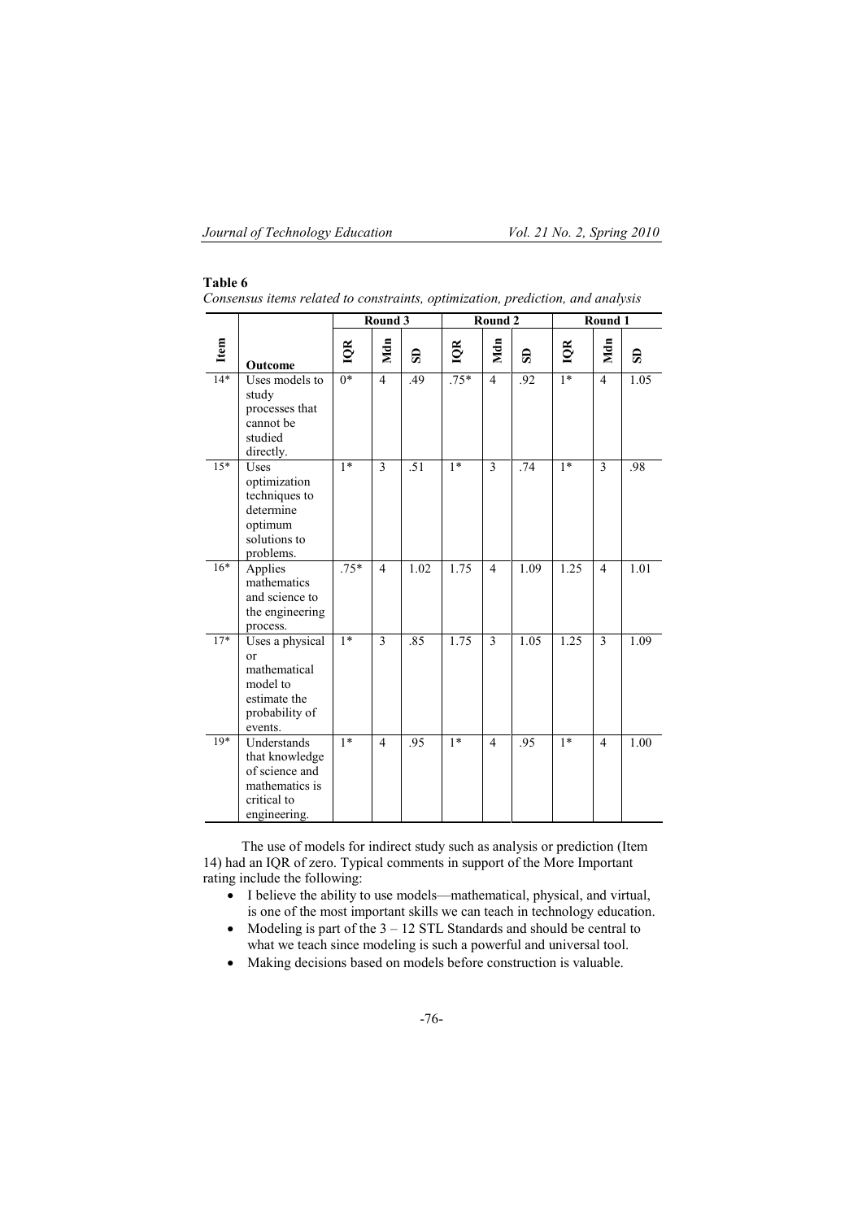**Table 6**

*Consensus items related to constraints, optimization, prediction, and analysis*

| Item | Outcome | Round 3 | | | Round 2 | | | Round 1 | | |
|---|---|---|---|---|---|---|---|---|---|---|
| | | IQR | Mdn | SD | IQR | Mdn | SD | IQR | Mdn | SD |
| 14* | Uses models to study processes that cannot be studied directly. | 0* | 4 | .49 | .75* | 4 | .92 | 1* | 4 | 1.05 |
| 15* | Uses optimization techniques to determine optimum solutions to problems. | 1* | 3 | .51 | 1* | 3 | .74 | 1* | 3 | .98 |
| 16* | Applies mathematics and science to the engineering process. | .75* | 4 | 1.02 | 1.75 | 4 | 1.09 | 1.25 | 4 | 1.01 |
| 17* | Uses a physical or mathematical model to estimate the probability of events. | 1* | 3 | .85 | 1.75 | 3 | 1.05 | 1.25 | 3 | 1.09 |
| 19* | Understands that knowledge of science and mathematics is critical to engineering. | 1* | 4 | .95 | 1* | 4 | .95 | 1* | 4 | 1.00 |

The use of models for indirect study such as analysis or prediction (Item 14) had an IQR of zero. Typical comments in support of the More Important rating include the following:

- I believe the ability to use models—mathematical, physical, and virtual, is one of the most important skills we can teach in technology education.
- Modeling is part of the 3 – 12 STL Standards and should be central to what we teach since modeling is such a powerful and universal tool.
- Making decisions based on models before construction is valuable.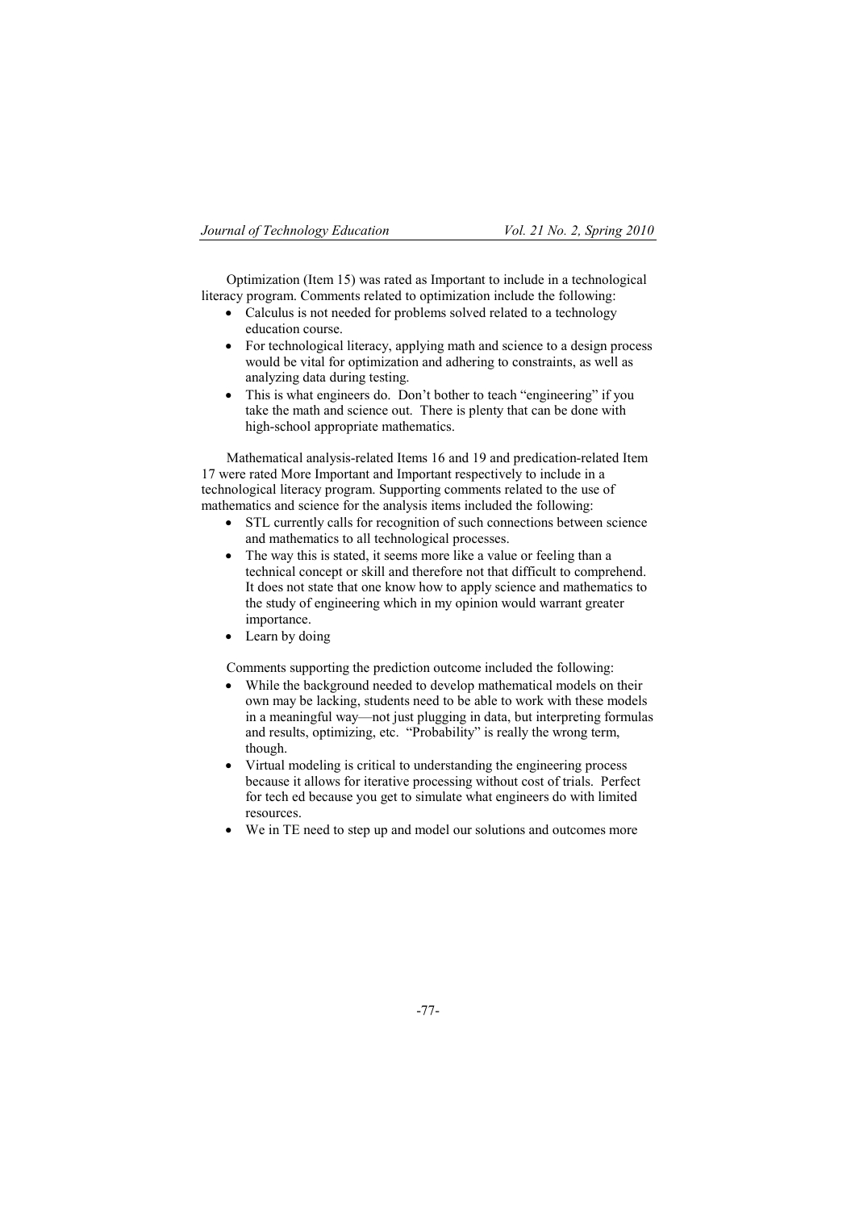Optimization (Item 15) was rated as Important to include in a technological literacy program. Comments related to optimization include the following:

- Calculus is not needed for problems solved related to a technology education course.
- For technological literacy, applying math and science to a design process would be vital for optimization and adhering to constraints, as well as analyzing data during testing.
- This is what engineers do. Don't bother to teach "engineering" if you take the math and science out. There is plenty that can be done with high-school appropriate mathematics.

Mathematical analysis-related Items 16 and 19 and predication-related Item 17 were rated More Important and Important respectively to include in a technological literacy program. Supporting comments related to the use of mathematics and science for the analysis items included the following:

- STL currently calls for recognition of such connections between science and mathematics to all technological processes.
- The way this is stated, it seems more like a value or feeling than a technical concept or skill and therefore not that difficult to comprehend. It does not state that one know how to apply science and mathematics to the study of engineering which in my opinion would warrant greater importance.
- Learn by doing

Comments supporting the prediction outcome included the following:

- While the background needed to develop mathematical models on their own may be lacking, students need to be able to work with these models in a meaningful way—not just plugging in data, but interpreting formulas and results, optimizing, etc. "Probability" is really the wrong term, though.
- Virtual modeling is critical to understanding the engineering process because it allows for iterative processing without cost of trials. Perfect for tech ed because you get to simulate what engineers do with limited resources.
- We in TE need to step up and model our solutions and outcomes more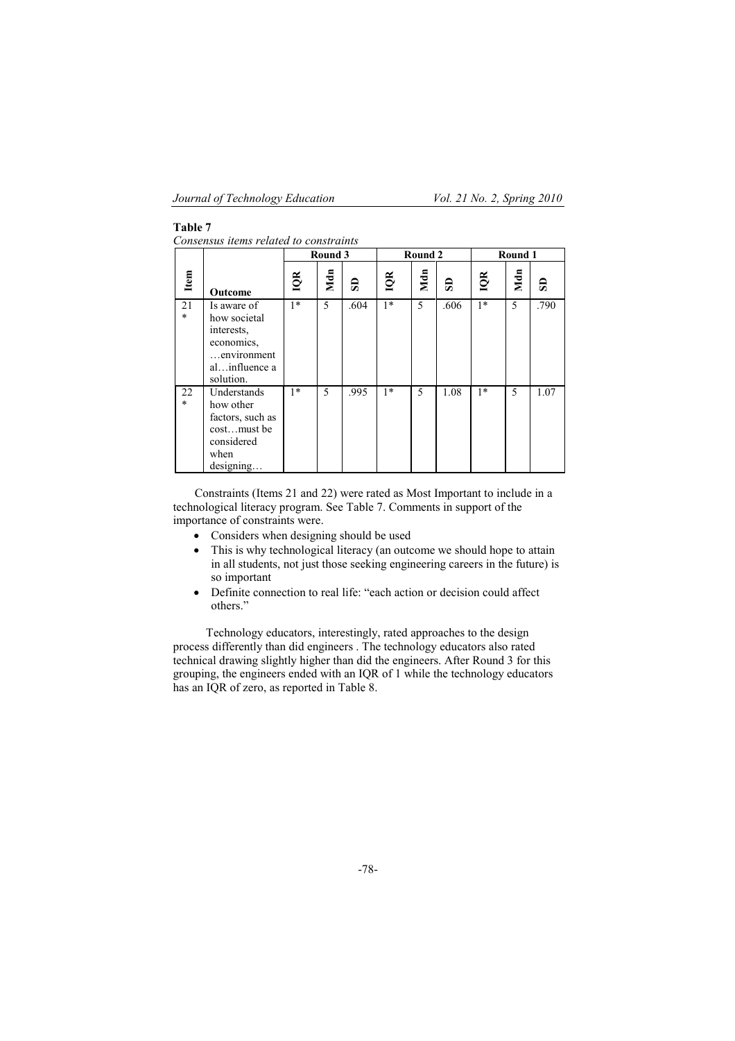**Table 7**

*Consensus items related to constraints*

| Item | Outcome | Round 3 | | | Round 2 | | | Round 1 | | |
|---|---|---|---|---|---|---|---|---|---|---|
| | | IQR | Mdn | SD | IQR | Mdn | SD | IQR | Mdn | SD |
| 21 * | Is aware of how societal interests, economics, …environmental…influence a solution. | 1* | 5 | .604 | 1* | 5 | .606 | 1* | 5 | .790 |
| 22 * | Understands how other factors, such as cost…must be considered when designing… | 1* | 5 | .995 | 1* | 5 | 1.08 | 1* | 5 | 1.07 |

Constraints (Items 21 and 22) were rated as Most Important to include in a technological literacy program. See Table 7. Comments in support of the importance of constraints were.

- Considers when designing should be used
- This is why technological literacy (an outcome we should hope to attain in all students, not just those seeking engineering careers in the future) is so important
- Definite connection to real life: "each action or decision could affect others."

Technology educators, interestingly, rated approaches to the design process differently than did engineers . The technology educators also rated technical drawing slightly higher than did the engineers. After Round 3 for this grouping, the engineers ended with an IQR of 1 while the technology educators has an IQR of zero, as reported in Table 8.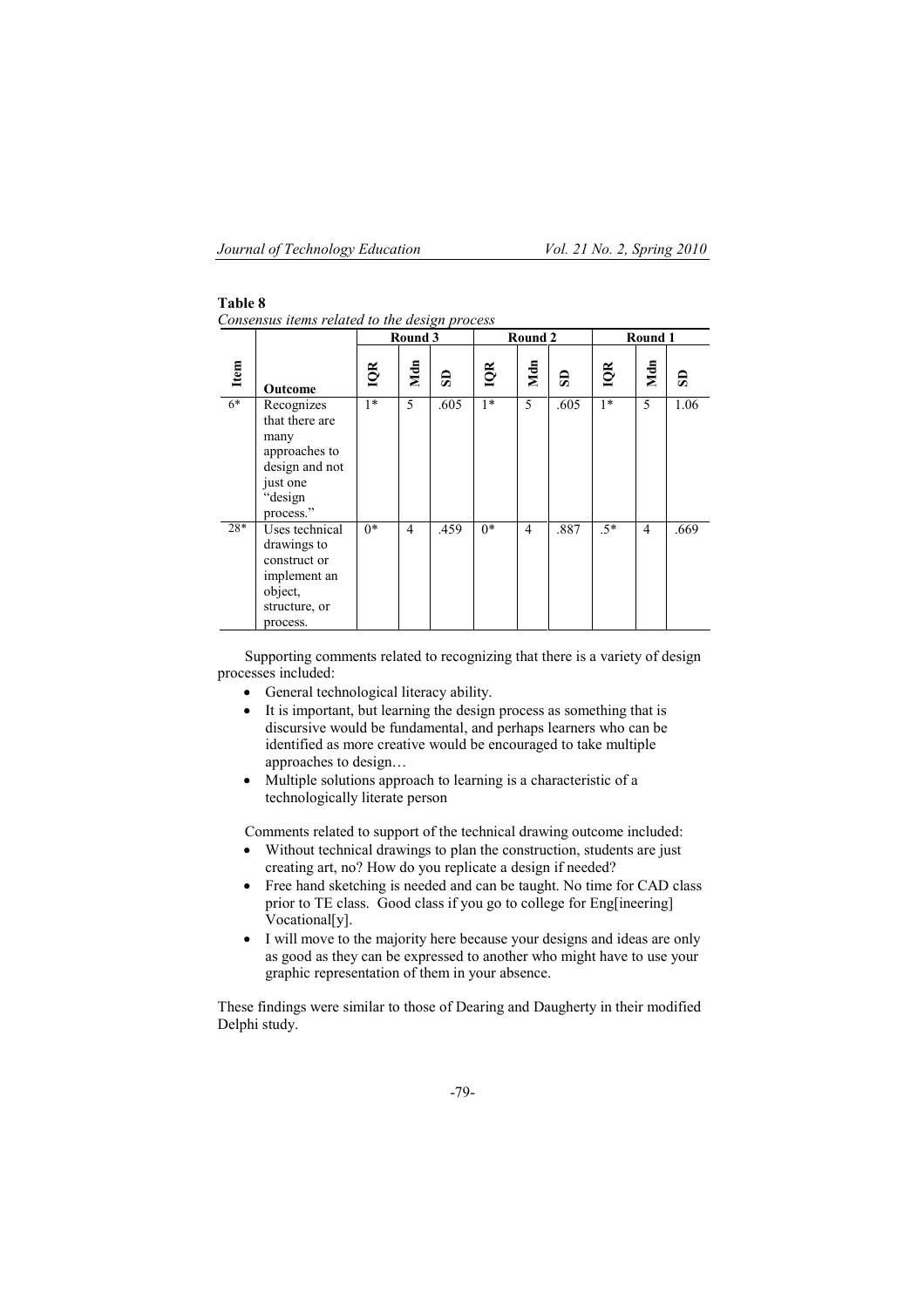**Table 8**
*Consensus items related to the design process*

| | | Round 3 | | | Round 2 | | | Round 1 | | |
|---|---|---|---|---|---|---|---|---|---|---|
| Item | Outcome | IQR | Mdn | SD | IQR | Mdn | SD | IQR | Mdn | SD |
| 6* | Recognizes that there are many approaches to design and not just one "design process." | 1* | 5 | .605 | 1* | 5 | .605 | 1* | 5 | 1.06 |
| 28* | Uses technical drawings to construct or implement an object, structure, or process. | 0* | 4 | .459 | 0* | 4 | .887 | .5* | 4 | .669 |

Supporting comments related to recognizing that there is a variety of design processes included:

- General technological literacy ability.
- It is important, but learning the design process as something that is discursive would be fundamental, and perhaps learners who can be identified as more creative would be encouraged to take multiple approaches to design…
- Multiple solutions approach to learning is a characteristic of a technologically literate person

Comments related to support of the technical drawing outcome included:

- Without technical drawings to plan the construction, students are just creating art, no? How do you replicate a design if needed?
- Free hand sketching is needed and can be taught. No time for CAD class prior to TE class. Good class if you go to college for Eng[ineering] Vocational[y].
- I will move to the majority here because your designs and ideas are only as good as they can be expressed to another who might have to use your graphic representation of them in your absence.

These findings were similar to those of Dearing and Daugherty in their modified Delphi study.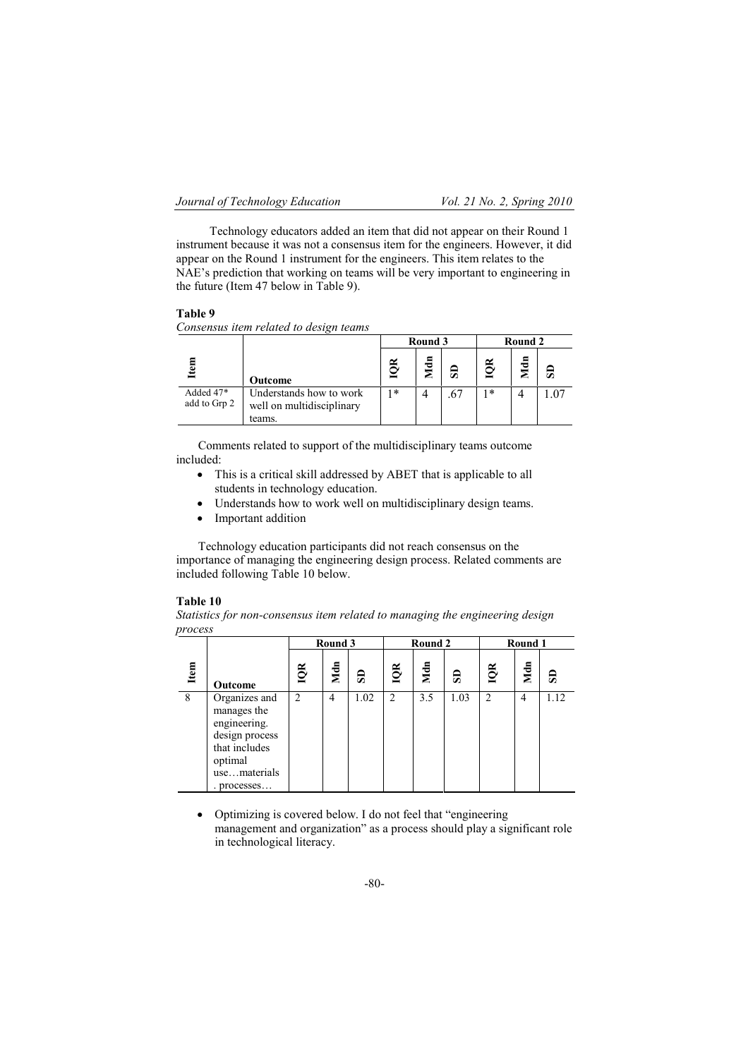Technology educators added an item that did not appear on their Round 1 instrument because it was not a consensus item for the engineers. However, it did appear on the Round 1 instrument for the engineers. This item relates to the NAE's prediction that working on teams will be very important to engineering in the future (Item 47 below in Table 9).

**Table 9**

*Consensus item related to design teams*

| Item | Outcome | Round 3 | | | Round 2 | | |
|---|---|---|---|---|---|---|---|
| | | IQR | Mdn | SD | IQR | Mdn | SD |
| Added 47* add to Grp 2 | Understands how to work well on multidisciplinary teams. | 1* | 4 | .67 | 1* | 4 | 1.07 |

Comments related to support of the multidisciplinary teams outcome included:

- This is a critical skill addressed by ABET that is applicable to all students in technology education.
- Understands how to work well on multidisciplinary design teams.
- Important addition

Technology education participants did not reach consensus on the importance of managing the engineering design process. Related comments are included following Table 10 below.

**Table 10**

*Statistics for non-consensus item related to managing the engineering design process*

| Item | Outcome | Round 3 | | | Round 2 | | | Round 1 | | |
|---|---|---|---|---|---|---|---|---|---|---|
| | | IQR | Mdn | SD | IQR | Mdn | SD | IQR | Mdn | SD |
| 8 | Organizes and manages the engineering. design process that includes optimal use…materials . processes… | 2 | 4 | 1.02 | 2 | 3.5 | 1.03 | 2 | 4 | 1.12 |

- Optimizing is covered below. I do not feel that "engineering management and organization" as a process should play a significant role in technological literacy.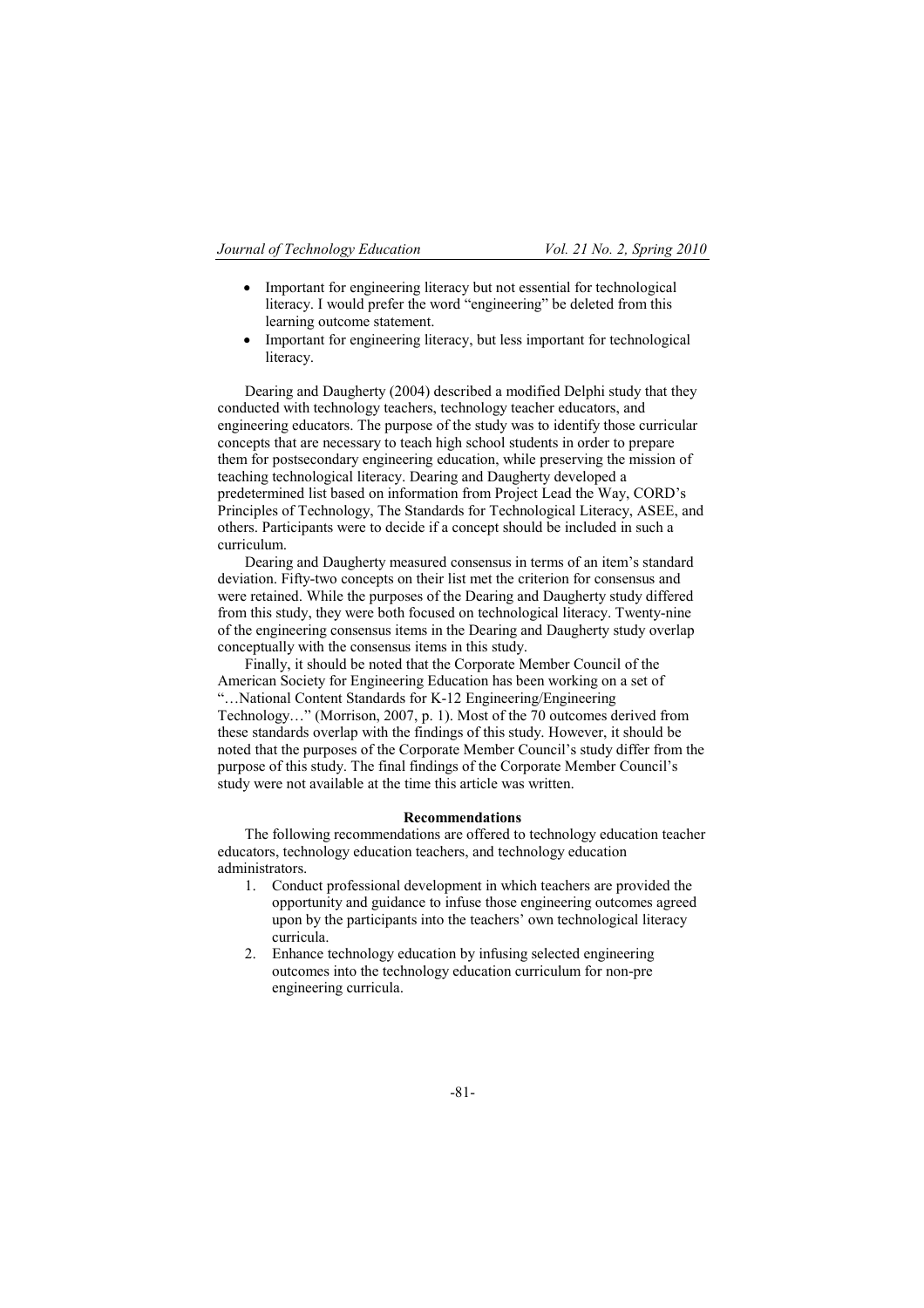- Important for engineering literacy but not essential for technological literacy. I would prefer the word "engineering" be deleted from this learning outcome statement.
- Important for engineering literacy, but less important for technological literacy.

Dearing and Daugherty (2004) described a modified Delphi study that they conducted with technology teachers, technology teacher educators, and engineering educators. The purpose of the study was to identify those curricular concepts that are necessary to teach high school students in order to prepare them for postsecondary engineering education, while preserving the mission of teaching technological literacy. Dearing and Daugherty developed a predetermined list based on information from Project Lead the Way, CORD's Principles of Technology, The Standards for Technological Literacy, ASEE, and others. Participants were to decide if a concept should be included in such a curriculum.

Dearing and Daugherty measured consensus in terms of an item's standard deviation. Fifty-two concepts on their list met the criterion for consensus and were retained. While the purposes of the Dearing and Daugherty study differed from this study, they were both focused on technological literacy. Twenty-nine of the engineering consensus items in the Dearing and Daugherty study overlap conceptually with the consensus items in this study.

Finally, it should be noted that the Corporate Member Council of the American Society for Engineering Education has been working on a set of "…National Content Standards for K-12 Engineering/Engineering Technology…" (Morrison, 2007, p. 1). Most of the 70 outcomes derived from these standards overlap with the findings of this study. However, it should be noted that the purposes of the Corporate Member Council's study differ from the purpose of this study. The final findings of the Corporate Member Council's study were not available at the time this article was written.

## Recommendations

The following recommendations are offered to technology education teacher educators, technology education teachers, and technology education administrators.

1. Conduct professional development in which teachers are provided the opportunity and guidance to infuse those engineering outcomes agreed upon by the participants into the teachers' own technological literacy curricula.
2. Enhance technology education by infusing selected engineering outcomes into the technology education curriculum for non-pre engineering curricula.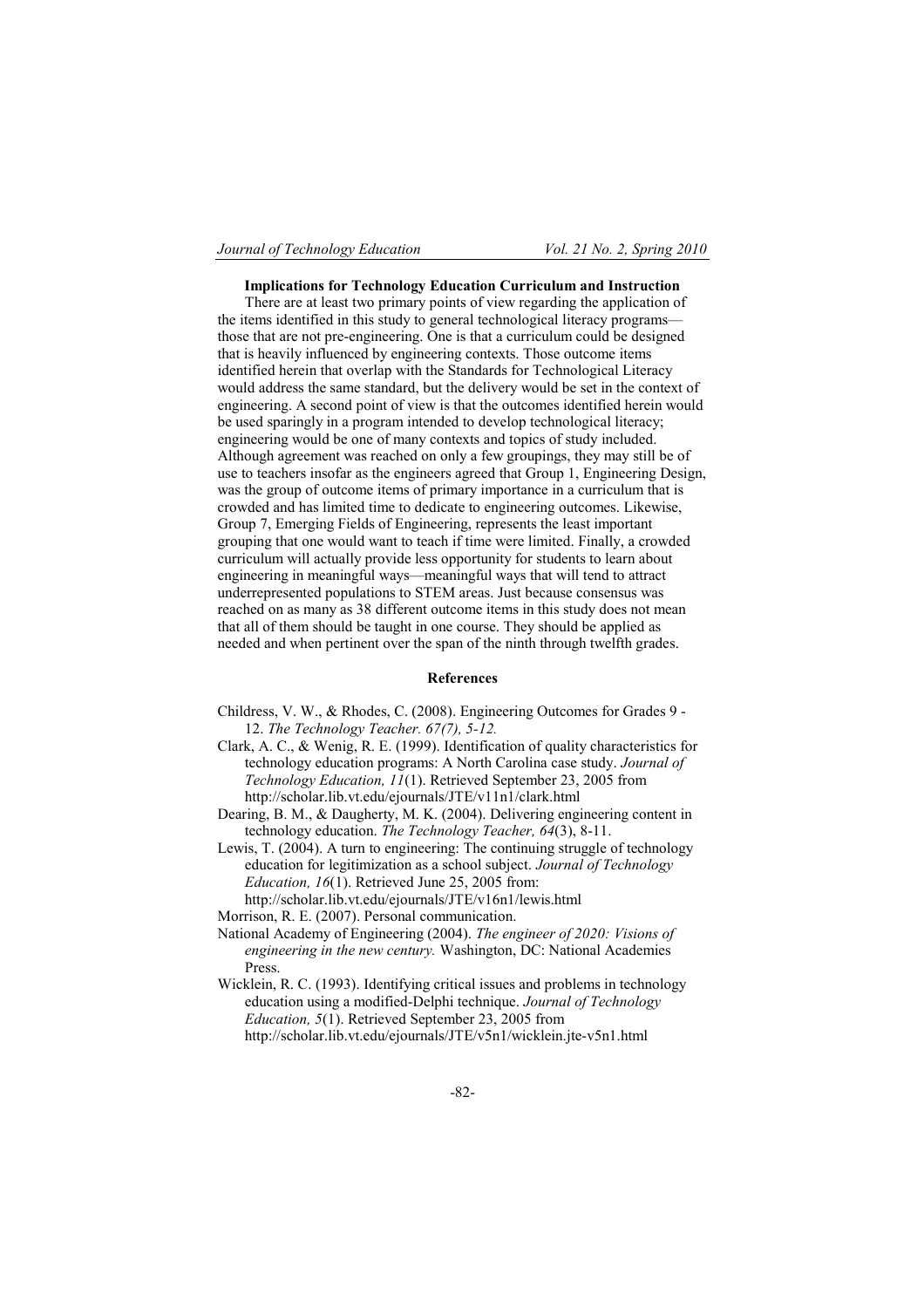### Implications for Technology Education Curriculum and Instruction

There are at least two primary points of view regarding the application of the items identified in this study to general technological literacy programs—those that are not pre-engineering. One is that a curriculum could be designed that is heavily influenced by engineering contexts. Those outcome items identified herein that overlap with the Standards for Technological Literacy would address the same standard, but the delivery would be set in the context of engineering. A second point of view is that the outcomes identified herein would be used sparingly in a program intended to develop technological literacy; engineering would be one of many contexts and topics of study included. Although agreement was reached on only a few groupings, they may still be of use to teachers insofar as the engineers agreed that Group 1, Engineering Design, was the group of outcome items of primary importance in a curriculum that is crowded and has limited time to dedicate to engineering outcomes. Likewise, Group 7, Emerging Fields of Engineering, represents the least important grouping that one would want to teach if time were limited. Finally, a crowded curriculum will actually provide less opportunity for students to learn about engineering in meaningful ways—meaningful ways that will tend to attract underrepresented populations to STEM areas. Just because consensus was reached on as many as 38 different outcome items in this study does not mean that all of them should be taught in one course. They should be applied as needed and when pertinent over the span of the ninth through twelfth grades.

## References

Childress, V. W., & Rhodes, C. (2008). Engineering Outcomes for Grades 9 - 12. *The Technology Teacher. 67(7), 5-12.*

Clark, A. C., & Wenig, R. E. (1999). Identification of quality characteristics for technology education programs: A North Carolina case study. *Journal of Technology Education, 11*(1). Retrieved September 23, 2005 from http://scholar.lib.vt.edu/ejournals/JTE/v11n1/clark.html

Dearing, B. M., & Daugherty, M. K. (2004). Delivering engineering content in technology education. *The Technology Teacher, 64*(3), 8-11.

Lewis, T. (2004). A turn to engineering: The continuing struggle of technology education for legitimization as a school subject. *Journal of Technology Education, 16*(1). Retrieved June 25, 2005 from: http://scholar.lib.vt.edu/ejournals/JTE/v16n1/lewis.html

Morrison, R. E. (2007). Personal communication.

National Academy of Engineering (2004). *The engineer of 2020: Visions of engineering in the new century.* Washington, DC: National Academies Press.

Wicklein, R. C. (1993). Identifying critical issues and problems in technology education using a modified-Delphi technique. *Journal of Technology Education, 5*(1). Retrieved September 23, 2005 from http://scholar.lib.vt.edu/ejournals/JTE/v5n1/wicklein.jte-v5n1.html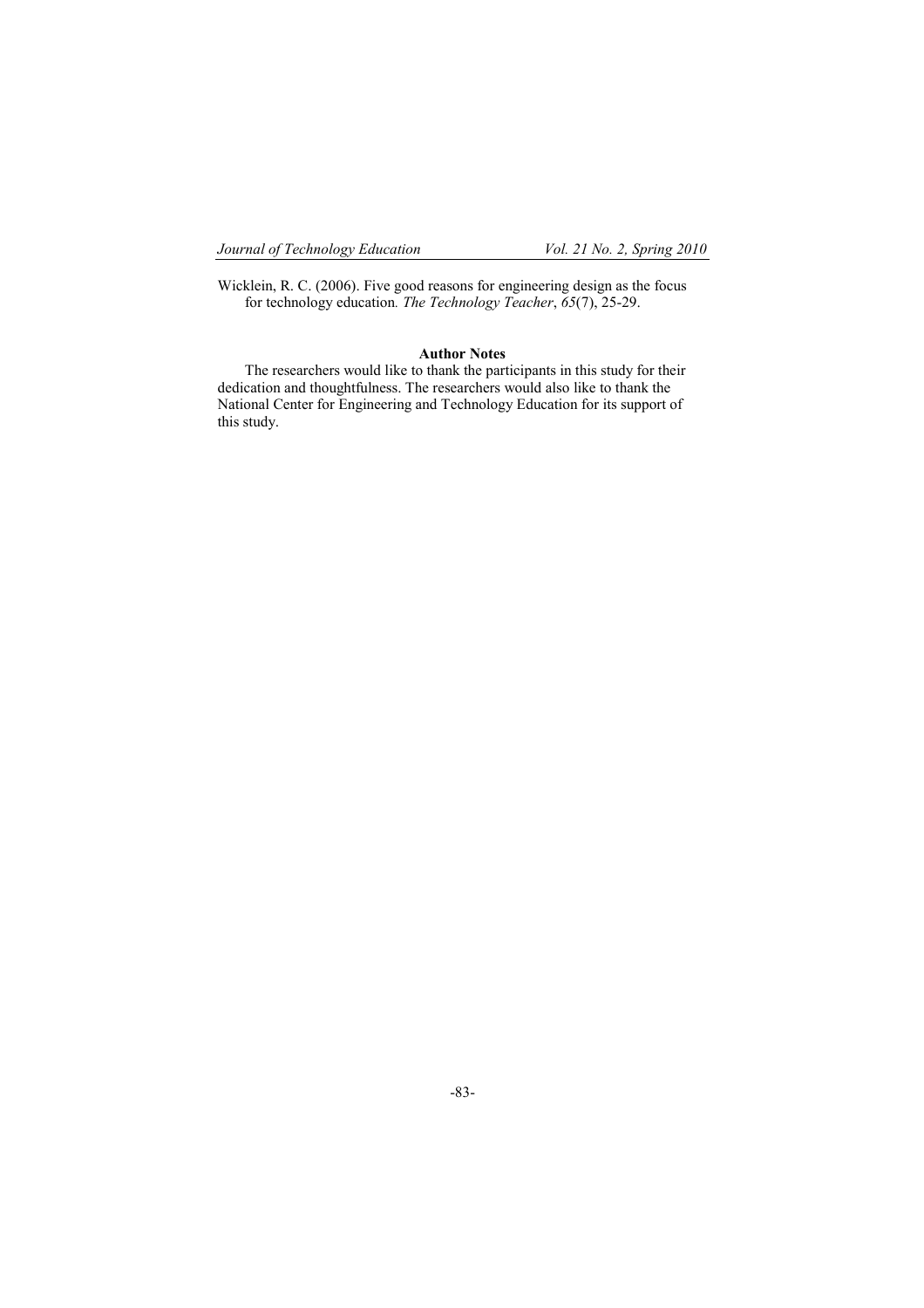Wicklein, R. C. (2006). Five good reasons for engineering design as the focus for technology education. *The Technology Teacher*, *65*(7), 25-29.

## Author Notes

The researchers would like to thank the participants in this study for their dedication and thoughtfulness. The researchers would also like to thank the National Center for Engineering and Technology Education for its support of this study.